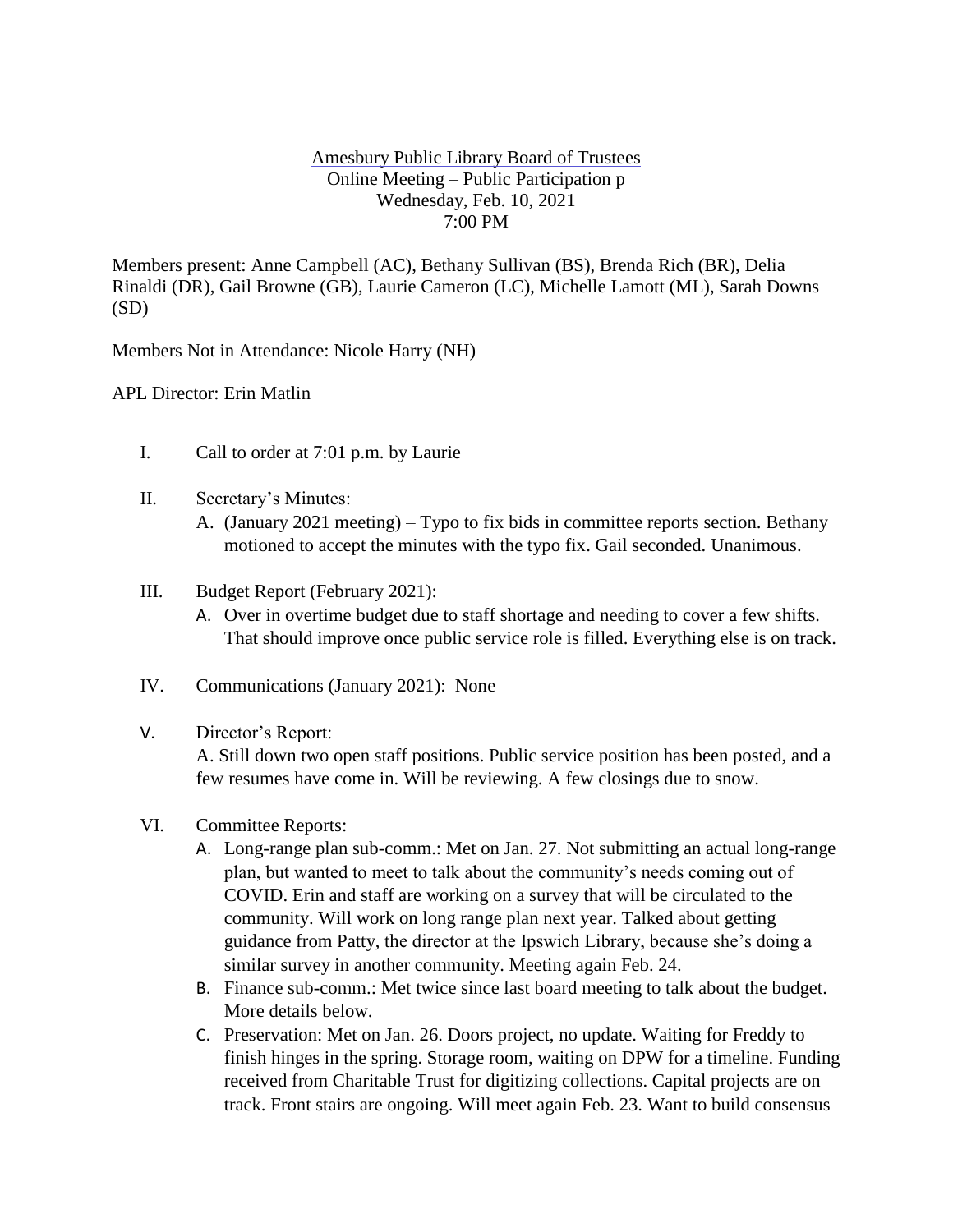Amesbury Public Library Board of Trustees
Online Meeting – Public Participation p
Wednesday, Feb. 10, 2021
7:00 PM

Members present: Anne Campbell (AC), Bethany Sullivan (BS), Brenda Rich (BR), Delia Rinaldi (DR), Gail Browne (GB), Laurie Cameron (LC), Michelle Lamott (ML), Sarah Downs (SD)

Members Not in Attendance: Nicole Harry (NH)

APL Director: Erin Matlin

I. Call to order at 7:01 p.m. by Laurie

II. Secretary's Minutes:
   A. (January 2021 meeting) – Typo to fix bids in committee reports section. Bethany motioned to accept the minutes with the typo fix. Gail seconded. Unanimous.

III. Budget Report (February 2021):
   A. Over in overtime budget due to staff shortage and needing to cover a few shifts. That should improve once public service role is filled. Everything else is on track.

IV. Communications (January 2021): None

V. Director's Report:
   A. Still down two open staff positions. Public service position has been posted, and a few resumes have come in. Will be reviewing. A few closings due to snow.

VI. Committee Reports:
   A. Long-range plan sub-comm.: Met on Jan. 27. Not submitting an actual long-range plan, but wanted to meet to talk about the community's needs coming out of COVID. Erin and staff are working on a survey that will be circulated to the community. Will work on long range plan next year. Talked about getting guidance from Patty, the director at the Ipswich Library, because she's doing a similar survey in another community. Meeting again Feb. 24.
   B. Finance sub-comm.: Met twice since last board meeting to talk about the budget. More details below.
   C. Preservation: Met on Jan. 26. Doors project, no update. Waiting for Freddy to finish hinges in the spring. Storage room, waiting on DPW for a timeline. Funding received from Charitable Trust for digitizing collections. Capital projects are on track. Front stairs are ongoing. Will meet again Feb. 23. Want to build consensus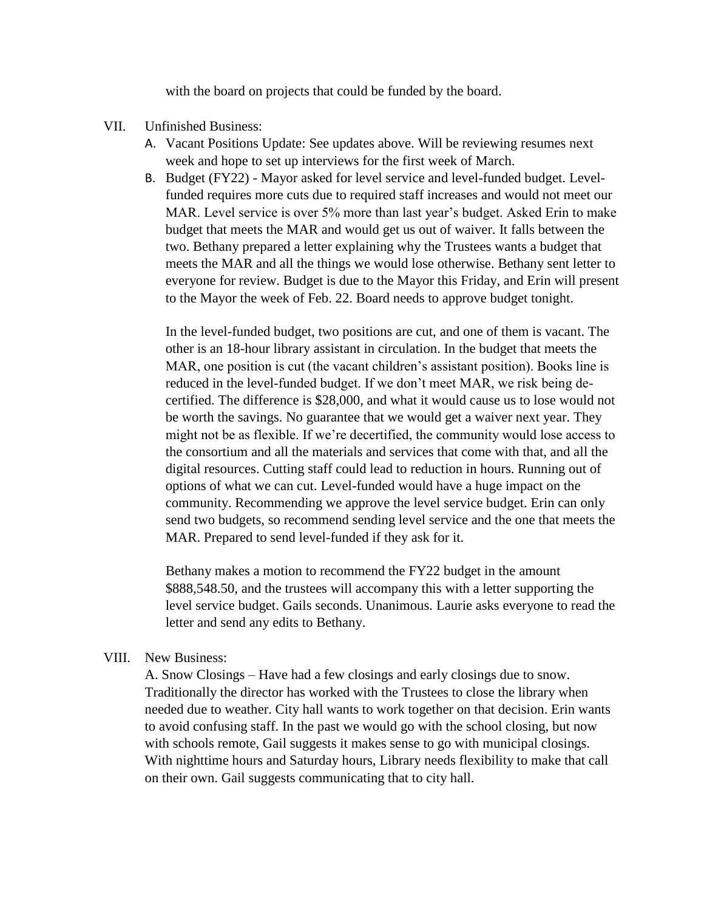with the board on projects that could be funded by the board.

VII. Unfinished Business:

A. Vacant Positions Update: See updates above. Will be reviewing resumes next week and hope to set up interviews for the first week of March.

B. Budget (FY22) - Mayor asked for level service and level-funded budget. Level-funded requires more cuts due to required staff increases and would not meet our MAR. Level service is over 5% more than last year's budget. Asked Erin to make budget that meets the MAR and would get us out of waiver. It falls between the two. Bethany prepared a letter explaining why the Trustees wants a budget that meets the MAR and all the things we would lose otherwise. Bethany sent letter to everyone for review. Budget is due to the Mayor this Friday, and Erin will present to the Mayor the week of Feb. 22. Board needs to approve budget tonight.

In the level-funded budget, two positions are cut, and one of them is vacant. The other is an 18-hour library assistant in circulation. In the budget that meets the MAR, one position is cut (the vacant children's assistant position). Books line is reduced in the level-funded budget. If we don't meet MAR, we risk being de-certified. The difference is $28,000, and what it would cause us to lose would not be worth the savings. No guarantee that we would get a waiver next year. They might not be as flexible. If we're decertified, the community would lose access to the consortium and all the materials and services that come with that, and all the digital resources. Cutting staff could lead to reduction in hours. Running out of options of what we can cut. Level-funded would have a huge impact on the community. Recommending we approve the level service budget. Erin can only send two budgets, so recommend sending level service and the one that meets the MAR. Prepared to send level-funded if they ask for it.

Bethany makes a motion to recommend the FY22 budget in the amount $888,548.50, and the trustees will accompany this with a letter supporting the level service budget. Gails seconds. Unanimous. Laurie asks everyone to read the letter and send any edits to Bethany.

VIII. New Business:

A. Snow Closings – Have had a few closings and early closings due to snow. Traditionally the director has worked with the Trustees to close the library when needed due to weather. City hall wants to work together on that decision. Erin wants to avoid confusing staff. In the past we would go with the school closing, but now with schools remote, Gail suggests it makes sense to go with municipal closings. With nighttime hours and Saturday hours, Library needs flexibility to make that call on their own. Gail suggests communicating that to city hall.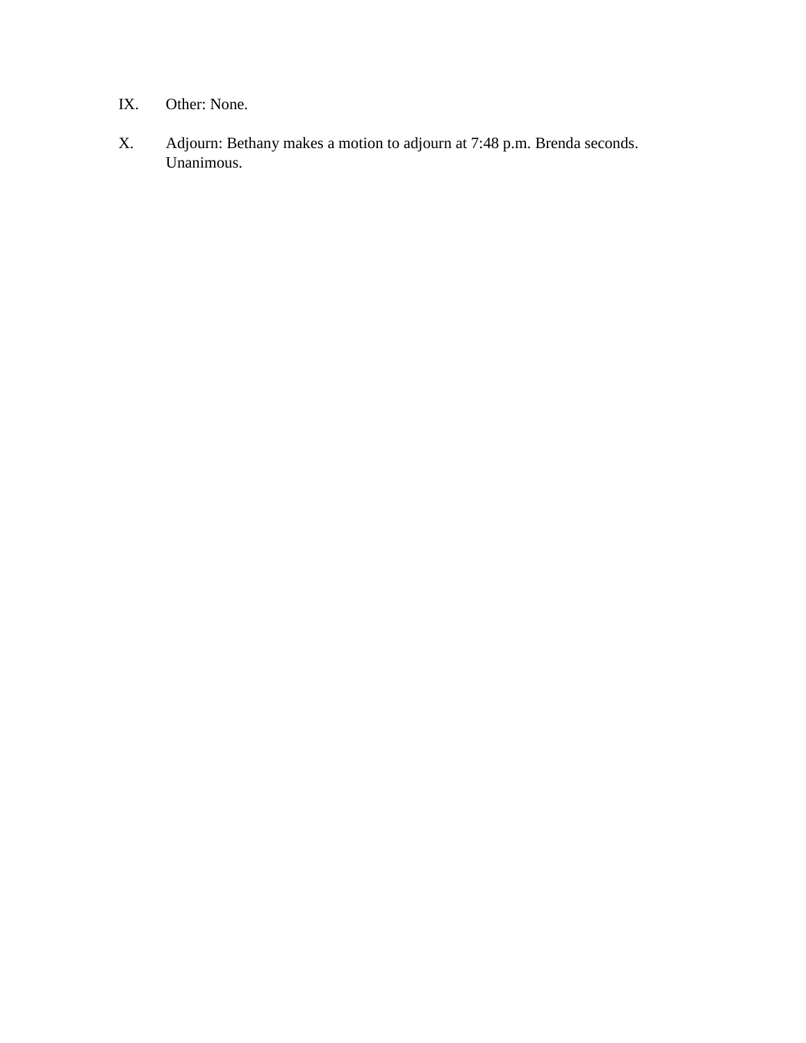IX. Other: None.

X. Adjourn: Bethany makes a motion to adjourn at 7:48 p.m. Brenda seconds. Unanimous.